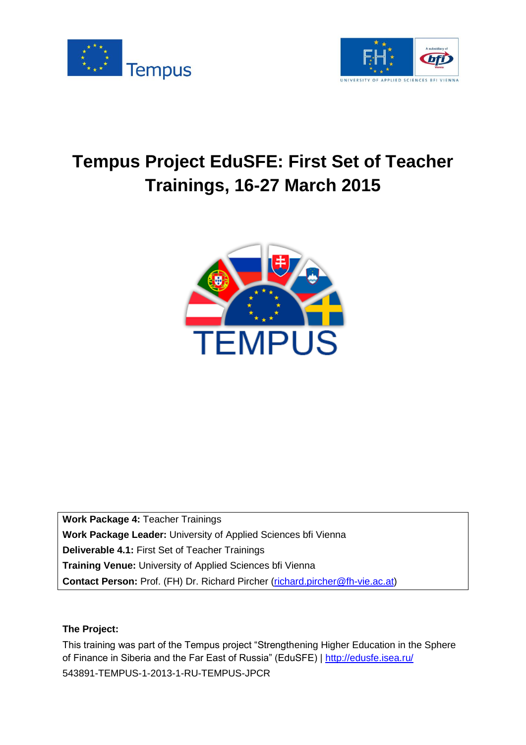# Tempus Project EduSFE: First Set of Teacher Trainings, 16-27 March 2015

**Work Package 4:** Teacher Trainings
**Work Package Leader:** University of Applied Sciences bfi Vienna
**Deliverable 4.1:** First Set of Teacher Trainings
**Training Venue:** University of Applied Sciences bfi Vienna
**Contact Person:** Prof. (FH) Dr. Richard Pircher (richard.pircher@fh-vie.ac.at)

**The Project:**

This training was part of the Tempus project "Strengthening Higher Education in the Sphere of Finance in Siberia and the Far East of Russia" (EduSFE) | http://edusfe.isea.ru/
543891-TEMPUS-1-2013-1-RU-TEMPUS-JPCR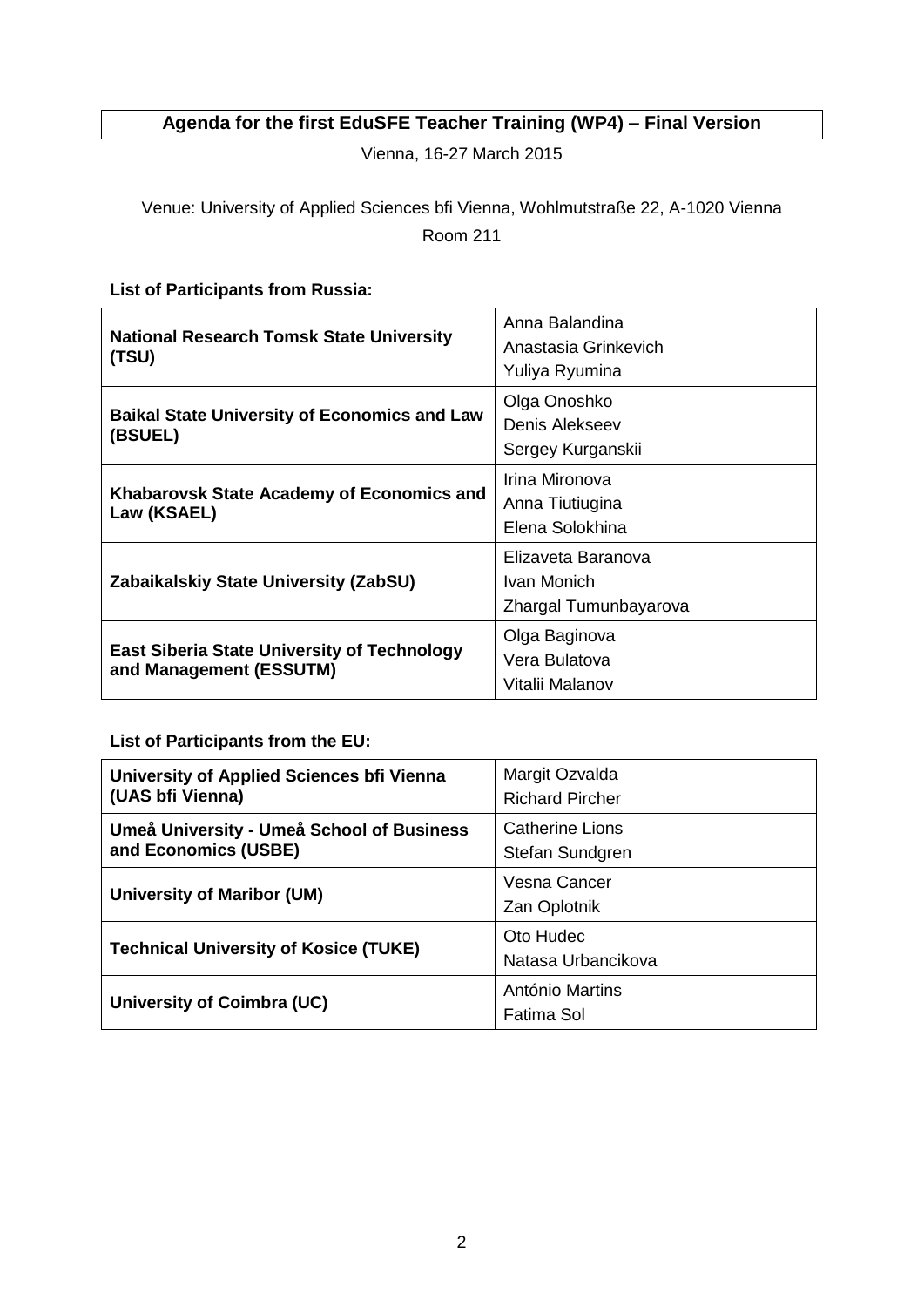**Agenda for the first EduSFE Teacher Training (WP4) – Final Version**

Vienna, 16-27 March 2015

Venue: University of Applied Sciences bfi Vienna, Wohlmutstraße 22, A-1020 Vienna
Room 211

**List of Participants from Russia:**

| | |
|---|---|
| **National Research Tomsk State University (TSU)** | Anna Balandina<br>Anastasia Grinkevich<br>Yuliya Ryumina |
| **Baikal State University of Economics and Law (BSUEL)** | Olga Onoshko<br>Denis Alekseev<br>Sergey Kurganskii |
| **Khabarovsk State Academy of Economics and Law (KSAEL)** | Irina Mironova<br>Anna Tiutiugina<br>Elena Solokhina |
| **Zabaikalskiy State University (ZabSU)** | Elizaveta Baranova<br>Ivan Monich<br>Zhargal Tumunbayarova |
| **East Siberia State University of Technology and Management (ESSUTM)** | Olga Baginova<br>Vera Bulatova<br>Vitalii Malanov |

**List of Participants from the EU:**

| | |
|---|---|
| **University of Applied Sciences bfi Vienna (UAS bfi Vienna)** | Margit Ozvalda<br>Richard Pircher |
| **Umeå University - Umeå School of Business and Economics (USBE)** | Catherine Lions<br>Stefan Sundgren |
| **University of Maribor (UM)** | Vesna Cancer<br>Zan Oplotnik |
| **Technical University of Kosice (TUKE)** | Oto Hudec<br>Natasa Urbancikova |
| **University of Coimbra (UC)** | António Martins<br>Fatima Sol |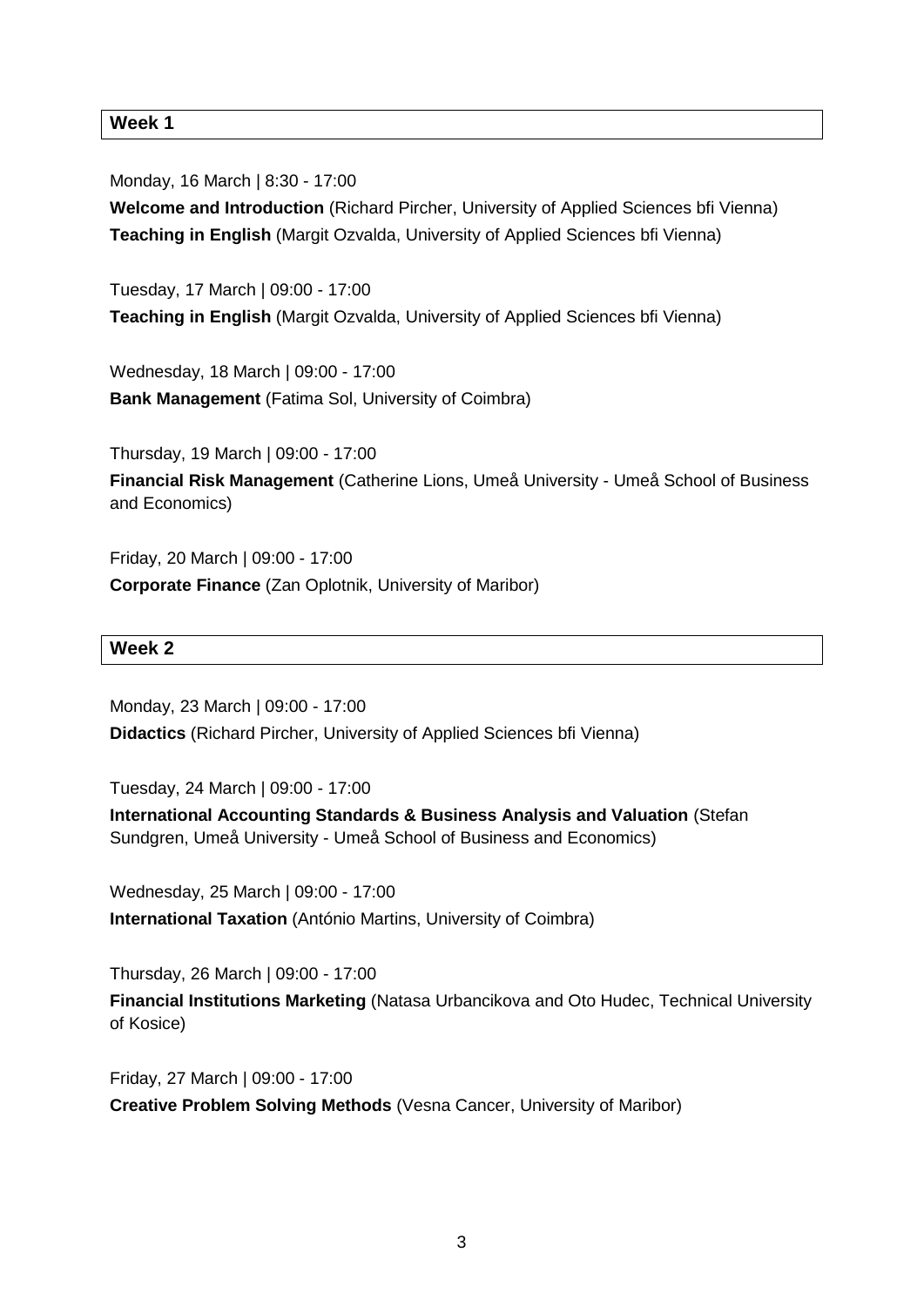## Week 1

Monday, 16 March | 8:30 - 17:00
**Welcome and Introduction** (Richard Pircher, University of Applied Sciences bfi Vienna)
**Teaching in English** (Margit Ozvalda, University of Applied Sciences bfi Vienna)

Tuesday, 17 March | 09:00 - 17:00
**Teaching in English** (Margit Ozvalda, University of Applied Sciences bfi Vienna)

Wednesday, 18 March | 09:00 - 17:00
**Bank Management** (Fatima Sol, University of Coimbra)

Thursday, 19 March | 09:00 - 17:00
**Financial Risk Management** (Catherine Lions, Umeå University - Umeå School of Business and Economics)

Friday, 20 March | 09:00 - 17:00
**Corporate Finance** (Zan Oplotnik, University of Maribor)

## Week 2

Monday, 23 March | 09:00 - 17:00
**Didactics** (Richard Pircher, University of Applied Sciences bfi Vienna)

Tuesday, 24 March | 09:00 - 17:00
**International Accounting Standards & Business Analysis and Valuation** (Stefan Sundgren, Umeå University - Umeå School of Business and Economics)

Wednesday, 25 March | 09:00 - 17:00
**International Taxation** (António Martins, University of Coimbra)

Thursday, 26 March | 09:00 - 17:00
**Financial Institutions Marketing** (Natasa Urbancikova and Oto Hudec, Technical University of Kosice)

Friday, 27 March | 09:00 - 17:00
**Creative Problem Solving Methods** (Vesna Cancer, University of Maribor)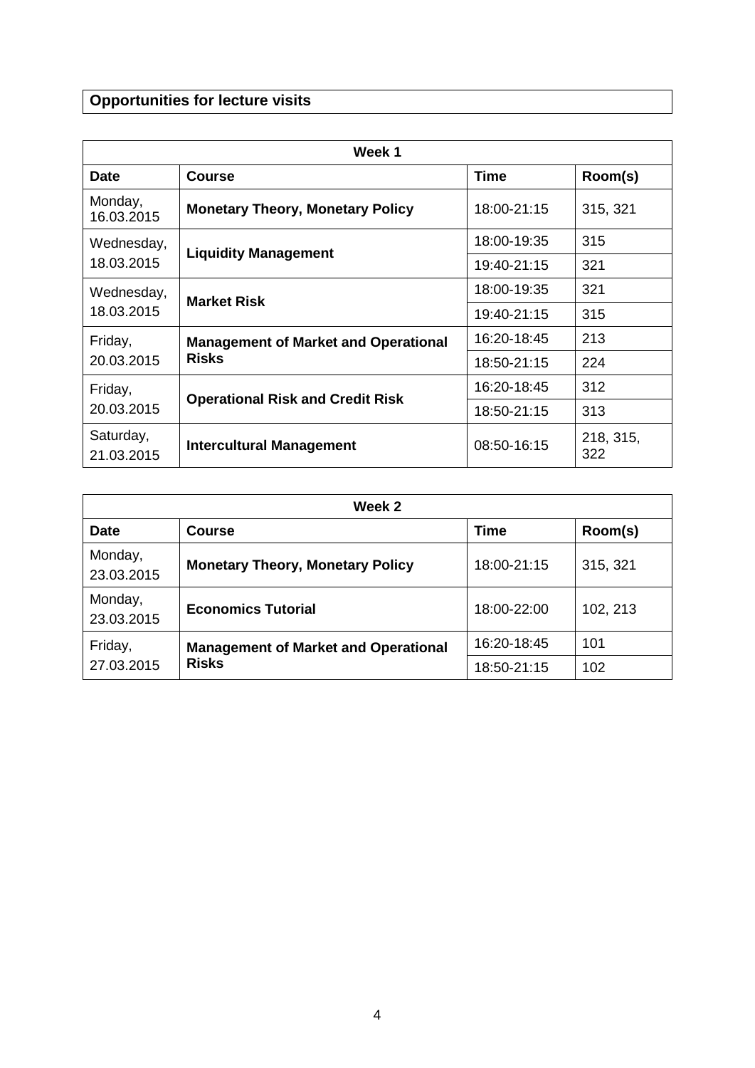## Opportunities for lecture visits

| Week 1 | | | |
|---|---|---|---|
| **Date** | **Course** | **Time** | **Room(s)** |
| Monday, 16.03.2015 | **Monetary Theory, Monetary Policy** | 18:00-21:15 | 315, 321 |
| Wednesday, 18.03.2015 | **Liquidity Management** | 18:00-19:35 | 315 |
| | | 19:40-21:15 | 321 |
| Wednesday, 18.03.2015 | **Market Risk** | 18:00-19:35 | 321 |
| | | 19:40-21:15 | 315 |
| Friday, 20.03.2015 | **Management of Market and Operational Risks** | 16:20-18:45 | 213 |
| | | 18:50-21:15 | 224 |
| Friday, 20.03.2015 | **Operational Risk and Credit Risk** | 16:20-18:45 | 312 |
| | | 18:50-21:15 | 313 |
| Saturday, 21.03.2015 | **Intercultural Management** | 08:50-16:15 | 218, 315, 322 |

| Week 2 | | | |
|---|---|---|---|
| **Date** | **Course** | **Time** | **Room(s)** |
| Monday, 23.03.2015 | **Monetary Theory, Monetary Policy** | 18:00-21:15 | 315, 321 |
| Monday, 23.03.2015 | **Economics Tutorial** | 18:00-22:00 | 102, 213 |
| Friday, 27.03.2015 | **Management of Market and Operational Risks** | 16:20-18:45 | 101 |
| | | 18:50-21:15 | 102 |